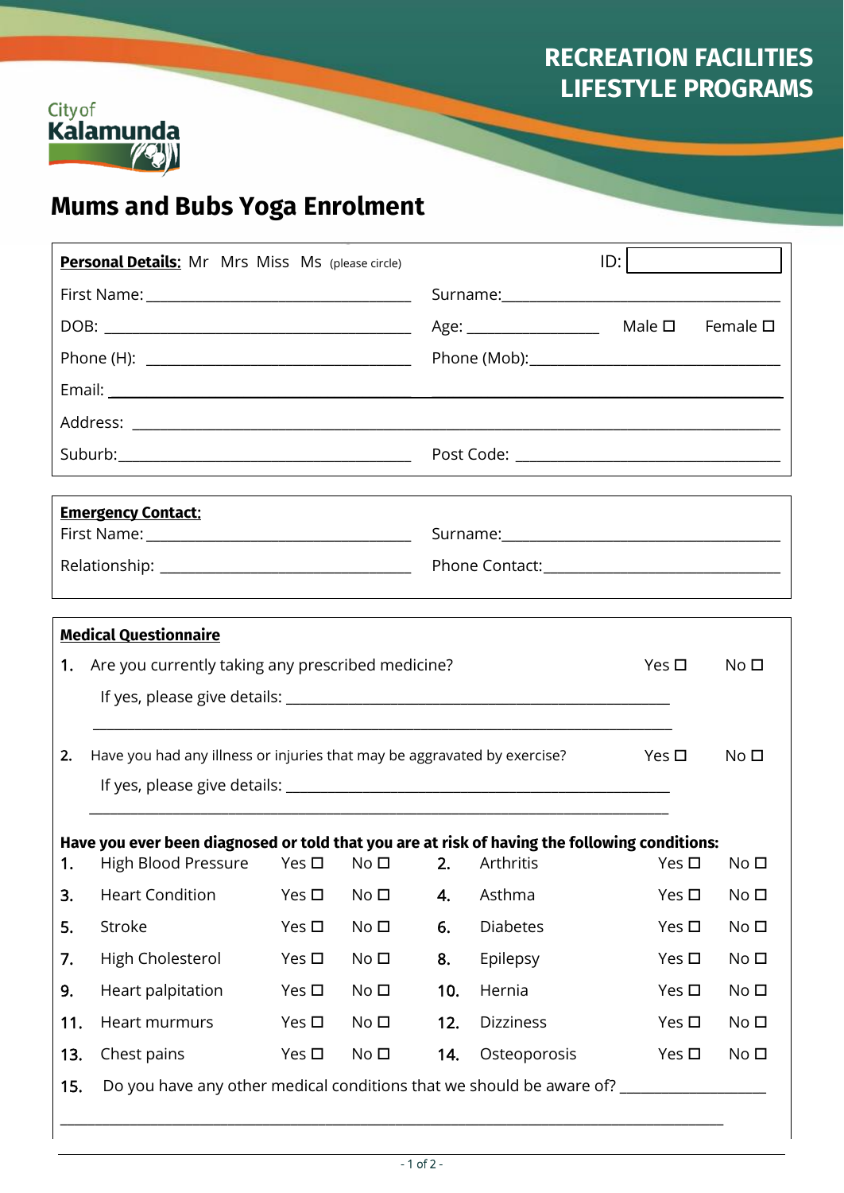RECREATION FACILITIES
LIFESTYLE PROGRAMS

City of Kalamunda

# Mums and Bubs Yoga Enrolment

**Personal Details:** Mr Mrs Miss Ms (please circle) ID: __________

First Name: __________ Surname: __________

DOB: __________ Age: __________ Male ☐ Female ☐

Phone (H): __________ Phone (Mob): __________

Email: __________

Address: __________

Suburb: __________ Post Code: __________

**Emergency Contact:**

First Name: __________ Surname: __________

Relationship: __________ Phone Contact: __________

**Medical Questionnaire**

1. Are you currently taking any prescribed medicine? Yes ☐ No ☐

   If yes, please give details: __________

2. Have you had any illness or injuries that may be aggravated by exercise? Yes ☐ No ☐

   If yes, please give details: __________

**Have you ever been diagnosed or told that you are at risk of having the following conditions:**

| | Condition | Yes | No | | Condition | Yes | No |
|---|---|---|---|---|---|---|---|
| 1. | High Blood Pressure | ☐ | ☐ | 2. | Arthritis | ☐ | ☐ |
| 3. | Heart Condition | ☐ | ☐ | 4. | Asthma | ☐ | ☐ |
| 5. | Stroke | ☐ | ☐ | 6. | Diabetes | ☐ | ☐ |
| 7. | High Cholesterol | ☐ | ☐ | 8. | Epilepsy | ☐ | ☐ |
| 9. | Heart palpitation | ☐ | ☐ | 10. | Hernia | ☐ | ☐ |
| 11. | Heart murmurs | ☐ | ☐ | 12. | Dizziness | ☐ | ☐ |
| 13. | Chest pains | ☐ | ☐ | 14. | Osteoporosis | ☐ | ☐ |

15. Do you have any other medical conditions that we should be aware of? __________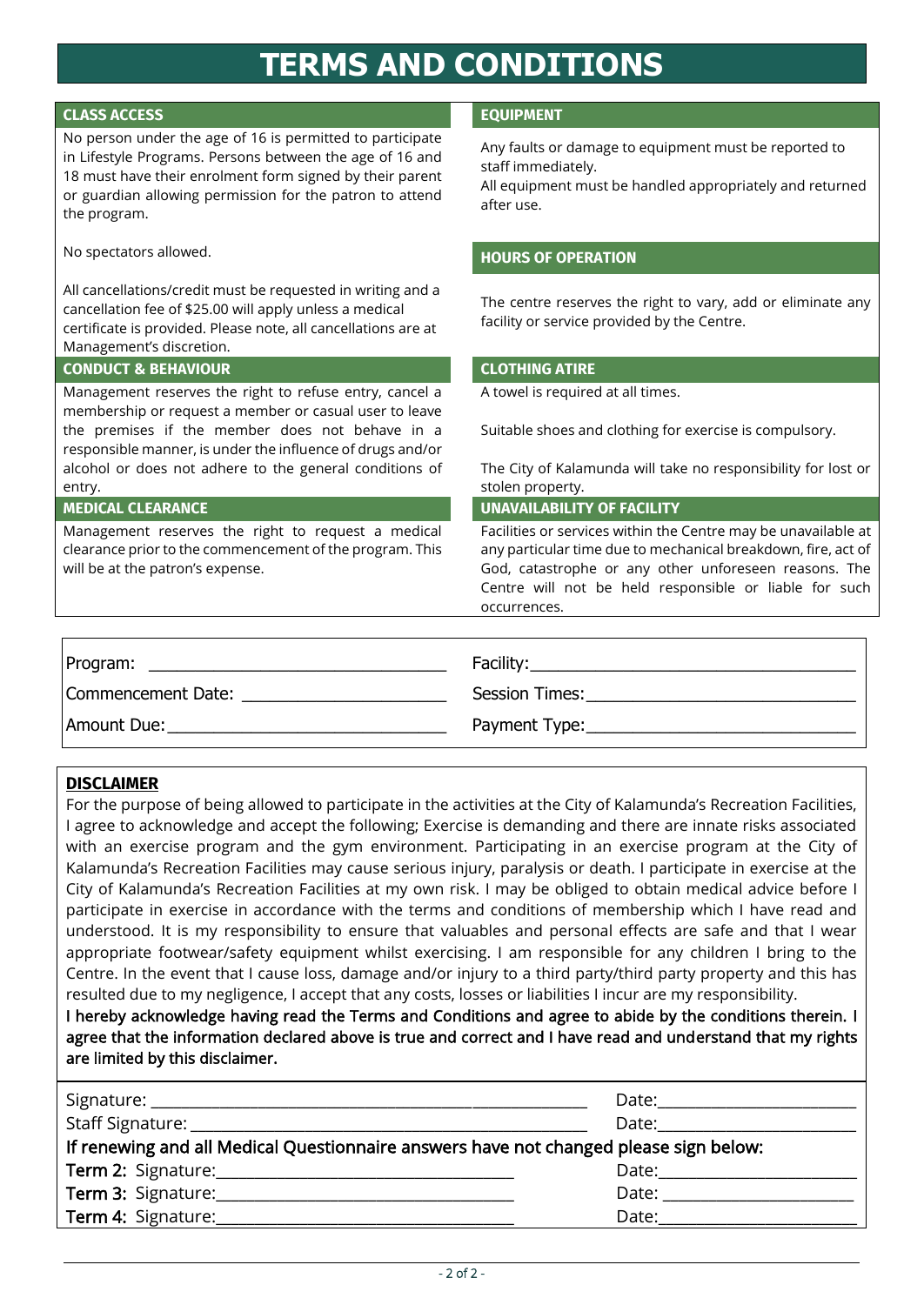# TERMS AND CONDITIONS

## CLASS ACCESS

No person under the age of 16 is permitted to participate in Lifestyle Programs. Persons between the age of 16 and 18 must have their enrolment form signed by their parent or guardian allowing permission for the patron to attend the program.

No spectators allowed.

All cancellations/credit must be requested in writing and a cancellation fee of $25.00 will apply unless a medical certificate is provided. Please note, all cancellations are at Management's discretion.

## CONDUCT & BEHAVIOUR

Management reserves the right to refuse entry, cancel a membership or request a member or casual user to leave the premises if the member does not behave in a responsible manner, is under the influence of drugs and/or alcohol or does not adhere to the general conditions of entry.

## MEDICAL CLEARANCE

Management reserves the right to request a medical clearance prior to the commencement of the program. This will be at the patron's expense.

## EQUIPMENT

Any faults or damage to equipment must be reported to staff immediately.
All equipment must be handled appropriately and returned after use.

## HOURS OF OPERATION

The centre reserves the right to vary, add or eliminate any facility or service provided by the Centre.

## CLOTHING ATIRE

A towel is required at all times.

Suitable shoes and clothing for exercise is compulsory.

The City of Kalamunda will take no responsibility for lost or stolen property.

## UNAVAILABILITY OF FACILITY

Facilities or services within the Centre may be unavailable at any particular time due to mechanical breakdown, fire, act of God, catastrophe or any other unforeseen reasons. The Centre will not be held responsible or liable for such occurrences.

Program: ______________________________ Facility: ______________________________

Commencement Date: ______________________ Session Times: __________________________

Amount Due: ___________________________ Payment Type: __________________________

## DISCLAIMER

For the purpose of being allowed to participate in the activities at the City of Kalamunda's Recreation Facilities, I agree to acknowledge and accept the following; Exercise is demanding and there are innate risks associated with an exercise program and the gym environment. Participating in an exercise program at the City of Kalamunda's Recreation Facilities may cause serious injury, paralysis or death. I participate in exercise at the City of Kalamunda's Recreation Facilities at my own risk. I may be obliged to obtain medical advice before I participate in exercise in accordance with the terms and conditions of membership which I have read and understood. It is my responsibility to ensure that valuables and personal effects are safe and that I wear appropriate footwear/safety equipment whilst exercising. I am responsible for any children I bring to the Centre. In the event that I cause loss, damage and/or injury to a third party/third party property and this has resulted due to my negligence, I accept that any costs, losses or liabilities I incur are my responsibility.

I hereby acknowledge having read the Terms and Conditions and agree to abide by the conditions therein. I agree that the information declared above is true and correct and I have read and understand that my rights are limited by this disclaimer.

Signature: ______________________________________________ Date: ____________________

Staff Signature: _________________________________________ Date: ____________________

**If renewing and all Medical Questionnaire answers have not changed please sign below:**

**Term 2:** Signature: ______________________________ Date: ____________________

**Term 3:** Signature: ______________________________ Date: ____________________

**Term 4:** Signature: ______________________________ Date: ____________________